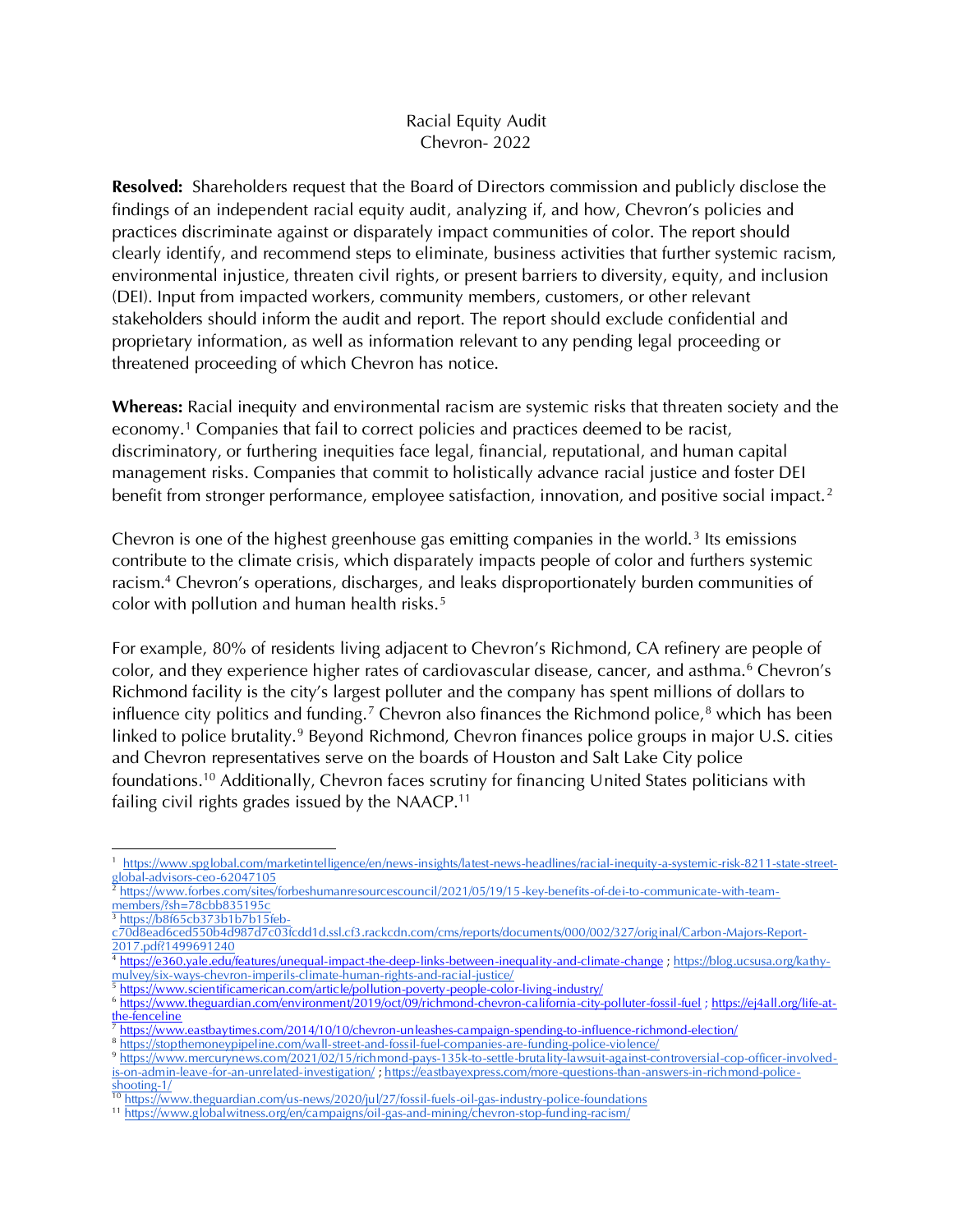Racial Equity Audit
Chevron- 2022

**Resolved:** Shareholders request that the Board of Directors commission and publicly disclose the findings of an independent racial equity audit, analyzing if, and how, Chevron's policies and practices discriminate against or disparately impact communities of color. The report should clearly identify, and recommend steps to eliminate, business activities that further systemic racism, environmental injustice, threaten civil rights, or present barriers to diversity, equity, and inclusion (DEI). Input from impacted workers, community members, customers, or other relevant stakeholders should inform the audit and report. The report should exclude confidential and proprietary information, as well as information relevant to any pending legal proceeding or threatened proceeding of which Chevron has notice.

**Whereas:** Racial inequity and environmental racism are systemic risks that threaten society and the economy.[1] Companies that fail to correct policies and practices deemed to be racist, discriminatory, or furthering inequities face legal, financial, reputational, and human capital management risks. Companies that commit to holistically advance racial justice and foster DEI benefit from stronger performance, employee satisfaction, innovation, and positive social impact.[2]

Chevron is one of the highest greenhouse gas emitting companies in the world.[3] Its emissions contribute to the climate crisis, which disparately impacts people of color and furthers systemic racism.[4] Chevron's operations, discharges, and leaks disproportionately burden communities of color with pollution and human health risks.[5]

For example, 80% of residents living adjacent to Chevron's Richmond, CA refinery are people of color, and they experience higher rates of cardiovascular disease, cancer, and asthma.[6] Chevron's Richmond facility is the city's largest polluter and the company has spent millions of dollars to influence city politics and funding.[7] Chevron also finances the Richmond police,[8] which has been linked to police brutality.[9] Beyond Richmond, Chevron finances police groups in major U.S. cities and Chevron representatives serve on the boards of Houston and Salt Lake City police foundations.[10] Additionally, Chevron faces scrutiny for financing United States politicians with failing civil rights grades issued by the NAACP.[11]

---

[1] https://www.spglobal.com/marketintelligence/en/news-insights/latest-news-headlines/racial-inequity-a-systemic-risk-8211-state-street-global-advisors-ceo-62047105

[2] https://www.forbes.com/sites/forbeshumanresourcescouncil/2021/05/19/15-key-benefits-of-dei-to-communicate-with-team-members/?sh=78cbb835195c

[3] https://b8f65cb373b1b7b15feb-c70d8ead6ced550b4d987d7c03fcdd1d.ssl.cf3.rackcdn.com/cms/reports/documents/000/002/327/original/Carbon-Majors-Report-2017.pdf?1499691240

[4] https://e360.yale.edu/features/unequal-impact-the-deep-links-between-inequality-and-climate-change ; https://blog.ucsusa.org/kathy-mulvey/six-ways-chevron-imperils-climate-human-rights-and-racial-justice/

[5] https://www.scientificamerican.com/article/pollution-poverty-people-color-living-industry/

[6] https://www.theguardian.com/environment/2019/oct/09/richmond-chevron-california-city-polluter-fossil-fuel ; https://ej4all.org/life-at-the-fenceline

[7] https://www.eastbaytimes.com/2014/10/10/chevron-unleashes-campaign-spending-to-influence-richmond-election/

[8] https://stopthemoneypipeline.com/wall-street-and-fossil-fuel-companies-are-funding-police-violence/

[9] https://www.mercurynews.com/2021/02/15/richmond-pays-135k-to-settle-brutality-lawsuit-against-controversial-cop-officer-involved-is-on-admin-leave-for-an-unrelated-investigation/ ; https://eastbayexpress.com/more-questions-than-answers-in-richmond-police-shooting-1/

[10] https://www.theguardian.com/us-news/2020/jul/27/fossil-fuels-oil-gas-industry-police-foundations

[11] https://www.globalwitness.org/en/campaigns/oil-gas-and-mining/chevron-stop-funding-racism/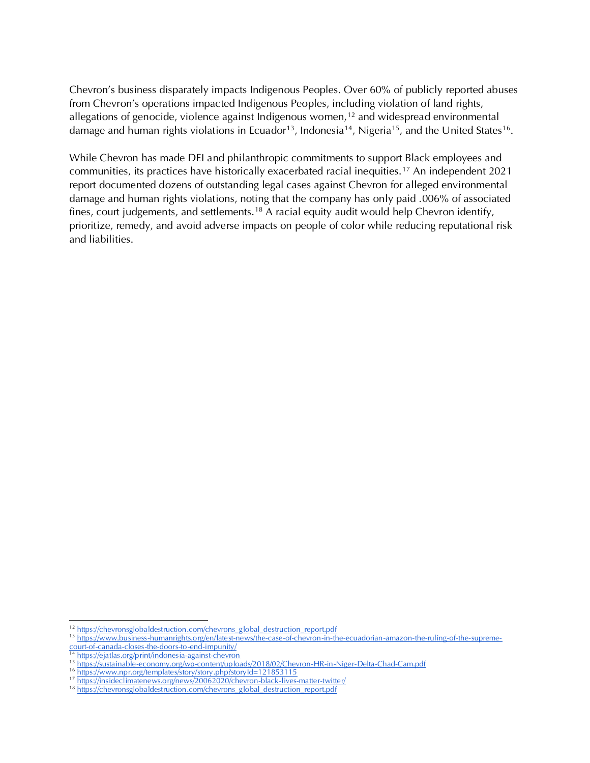Chevron's business disparately impacts Indigenous Peoples. Over 60% of publicly reported abuses from Chevron's operations impacted Indigenous Peoples, including violation of land rights, allegations of genocide, violence against Indigenous women,[12] and widespread environmental damage and human rights violations in Ecuador[13], Indonesia[14], Nigeria[15], and the United States[16].

While Chevron has made DEI and philanthropic commitments to support Black employees and communities, its practices have historically exacerbated racial inequities.[17] An independent 2021 report documented dozens of outstanding legal cases against Chevron for alleged environmental damage and human rights violations, noting that the company has only paid .006% of associated fines, court judgements, and settlements.[18] A racial equity audit would help Chevron identify, prioritize, remedy, and avoid adverse impacts on people of color while reducing reputational risk and liabilities.

---

[12] https://chevronsglobaldestruction.com/chevrons_global_destruction_report.pdf

[13] https://www.business-humanrights.org/en/latest-news/the-case-of-chevron-in-the-ecuadorian-amazon-the-ruling-of-the-supreme-court-of-canada-closes-the-doors-to-end-impunity/

[14] https://ejatlas.org/print/indonesia-against-chevron

[15] https://sustainable-economy.org/wp-content/uploads/2018/02/Chevron-HR-in-Niger-Delta-Chad-Cam.pdf

[16] https://www.npr.org/templates/story/story.php?storyId=121853115

[17] https://insideclimatenews.org/news/20062020/chevron-black-lives-matter-twitter/

[18] https://chevronsglobaldestruction.com/chevrons_global_destruction_report.pdf